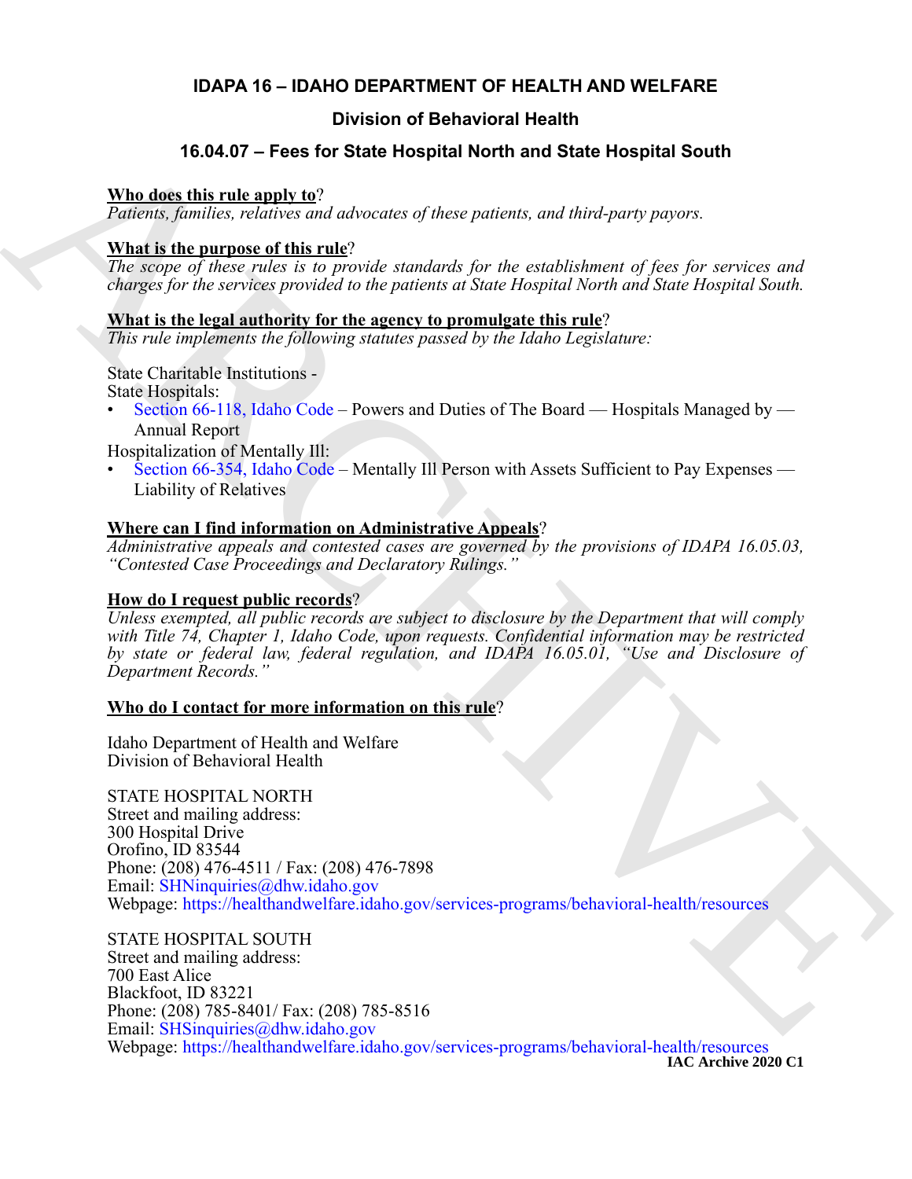# IDAPA 16 – IDAHO DEPARTMENT OF HEALTH AND WELFARE

## Division of Behavioral Health

## 16.04.07 – Fees for State Hospital North and State Hospital South

**Who does this rule apply to**?

*Patients, families, relatives and advocates of these patients, and third-party payors.*

**What is the purpose of this rule**?

*The scope of these rules is to provide standards for the establishment of fees for services and charges for the services provided to the patients at State Hospital North and State Hospital South.*

**What is the legal authority for the agency to promulgate this rule**?

*This rule implements the following statutes passed by the Idaho Legislature:*

State Charitable Institutions -
State Hospitals:

- Section 66-118, Idaho Code – Powers and Duties of The Board — Hospitals Managed by — Annual Report

Hospitalization of Mentally Ill:

- Section 66-354, Idaho Code – Mentally Ill Person with Assets Sufficient to Pay Expenses — Liability of Relatives

**Where can I find information on Administrative Appeals**?

*Administrative appeals and contested cases are governed by the provisions of IDAPA 16.05.03, "Contested Case Proceedings and Declaratory Rulings."*

**How do I request public records**?

*Unless exempted, all public records are subject to disclosure by the Department that will comply with Title 74, Chapter 1, Idaho Code, upon requests. Confidential information may be restricted by state or federal law, federal regulation, and IDAPA 16.05.01, "Use and Disclosure of Department Records."*

**Who do I contact for more information on this rule**?

Idaho Department of Health and Welfare
Division of Behavioral Health

STATE HOSPITAL NORTH
Street and mailing address:
300 Hospital Drive
Orofino, ID 83544
Phone: (208) 476-4511 / Fax: (208) 476-7898
Email: SHNinquiries@dhw.idaho.gov
Webpage: https://healthandwelfare.idaho.gov/services-programs/behavioral-health/resources

STATE HOSPITAL SOUTH
Street and mailing address:
700 East Alice
Blackfoot, ID 83221
Phone: (208) 785-8401/ Fax: (208) 785-8516
Email: SHSinquiries@dhw.idaho.gov
Webpage: https://healthandwelfare.idaho.gov/services-programs/behavioral-health/resources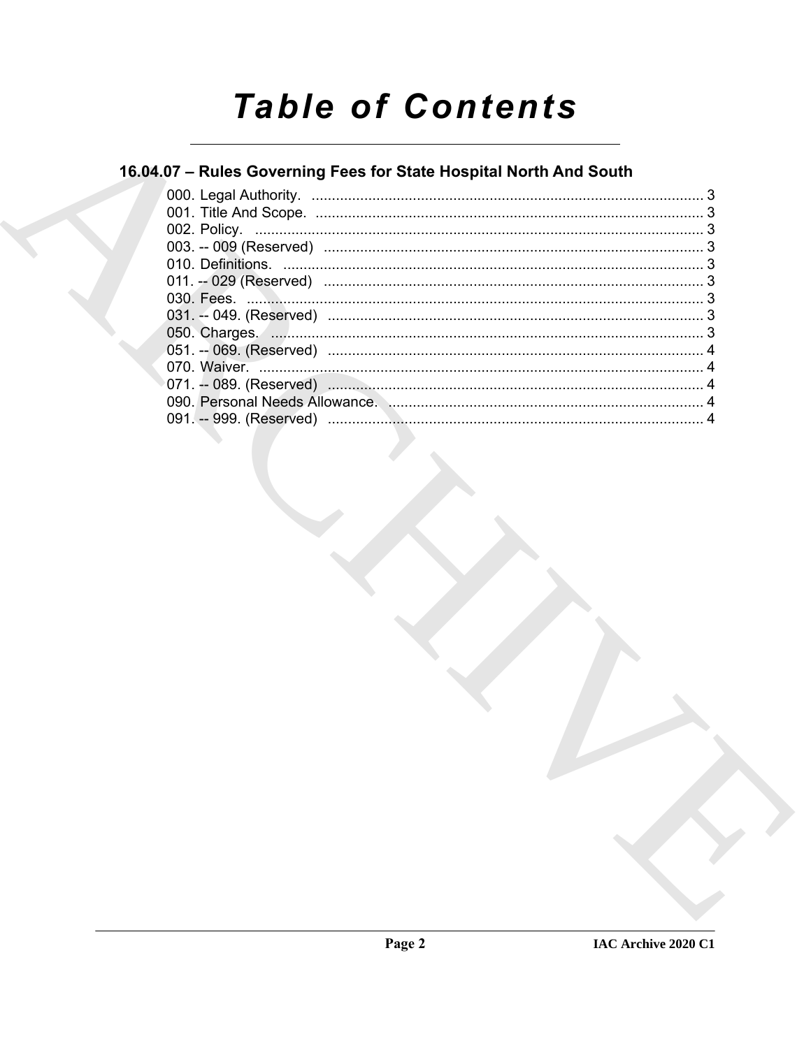# Table of Contents

## 16.04.07 – Rules Governing Fees for State Hospital North And South

000. Legal Authority. ........................................................................................... 3
001. Title And Scope. ........................................................................................... 3
002. Policy. ........................................................................................................ 3
003. -- 009 (Reserved) ........................................................................................ 3
010. Definitions. .................................................................................................. 3
011. -- 029 (Reserved) ........................................................................................ 3
030. Fees. ........................................................................................................... 3
031. -- 049. (Reserved) ....................................................................................... 3
050. Charges. ...................................................................................................... 3
051. -- 069. (Reserved) ....................................................................................... 4
070. Waiver. ........................................................................................................ 4
071. -- 089. (Reserved) ....................................................................................... 4
090. Personal Needs Allowance. ......................................................................... 4
091. -- 999. (Reserved) ....................................................................................... 4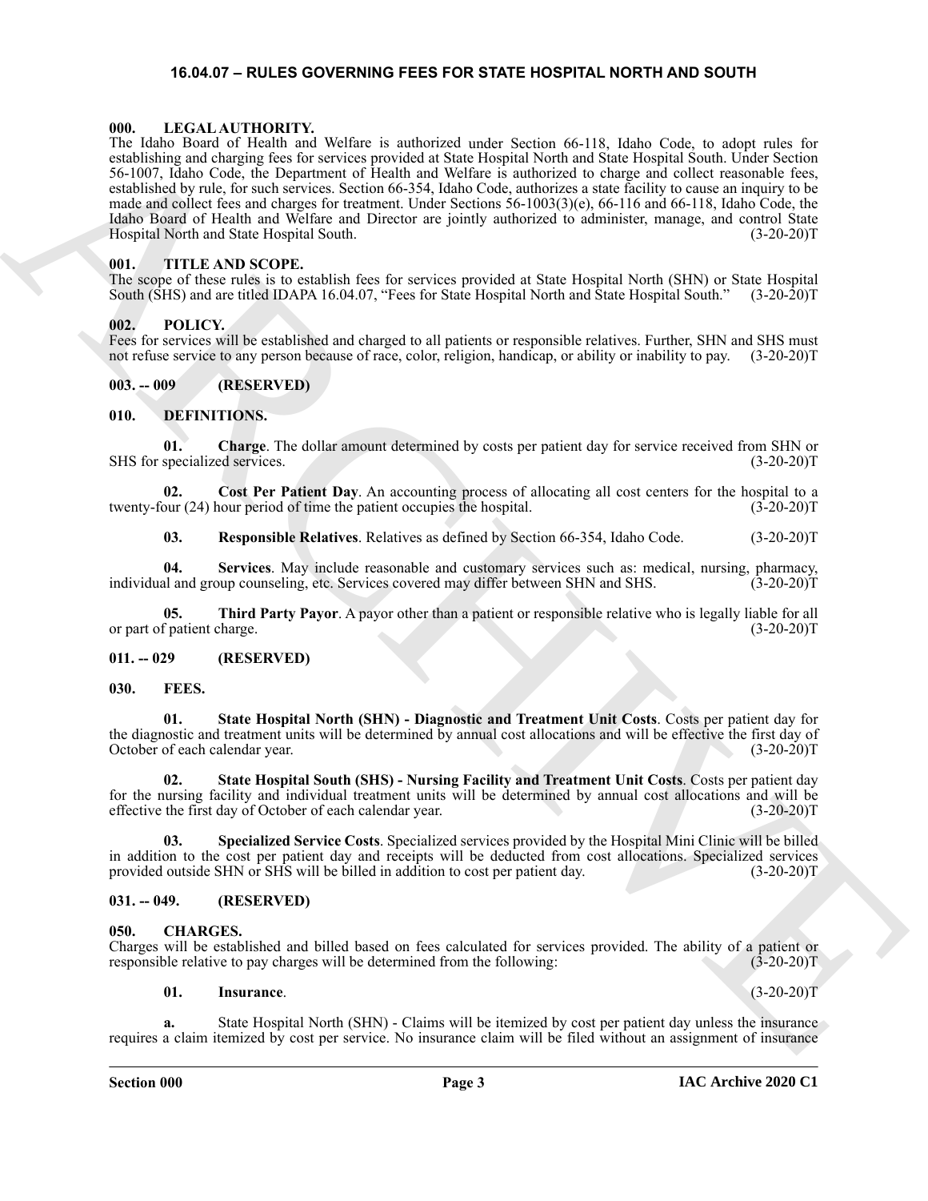# 16.04.07 – RULES GOVERNING FEES FOR STATE HOSPITAL NORTH AND SOUTH

## 000. LEGAL AUTHORITY.

The Idaho Board of Health and Welfare is authorized under Section 66-118, Idaho Code, to adopt rules for establishing and charging fees for services provided at State Hospital North and State Hospital South. Under Section 56-1007, Idaho Code, the Department of Health and Welfare is authorized to charge and collect reasonable fees, established by rule, for such services. Section 66-354, Idaho Code, authorizes a state facility to cause an inquiry to be made and collect fees and charges for treatment. Under Sections 56-1003(3)(e), 66-116 and 66-118, Idaho Code, the Idaho Board of Health and Welfare and Director are jointly authorized to administer, manage, and control State Hospital North and State Hospital South. (3-20-20)T

## 001. TITLE AND SCOPE.

The scope of these rules is to establish fees for services provided at State Hospital North (SHN) or State Hospital South (SHS) and are titled IDAPA 16.04.07, "Fees for State Hospital North and State Hospital South." (3-20-20)T

## 002. POLICY.

Fees for services will be established and charged to all patients or responsible relatives. Further, SHN and SHS must not refuse service to any person because of race, color, religion, handicap, or ability or inability to pay. (3-20-20)T

## 003. -- 009 (RESERVED)

## 010. DEFINITIONS.

**01. Charge**. The dollar amount determined by costs per patient day for service received from SHN or SHS for specialized services. (3-20-20)T

**02. Cost Per Patient Day**. An accounting process of allocating all cost centers for the hospital to a twenty-four (24) hour period of time the patient occupies the hospital. (3-20-20)T

**03. Responsible Relatives**. Relatives as defined by Section 66-354, Idaho Code. (3-20-20)T

**04. Services**. May include reasonable and customary services such as: medical, nursing, pharmacy, individual and group counseling, etc. Services covered may differ between SHN and SHS. (3-20-20)T

**05. Third Party Payor**. A payor other than a patient or responsible relative who is legally liable for all or part of patient charge. (3-20-20)T

## 011. -- 029 (RESERVED)

## 030. FEES.

**01. State Hospital North (SHN) - Diagnostic and Treatment Unit Costs**. Costs per patient day for the diagnostic and treatment units will be determined by annual cost allocations and will be effective the first day of October of each calendar year. (3-20-20)T

**02. State Hospital South (SHS) - Nursing Facility and Treatment Unit Costs**. Costs per patient day for the nursing facility and individual treatment units will be determined by annual cost allocations and will be effective the first day of October of each calendar year. (3-20-20)T

**03. Specialized Service Costs**. Specialized services provided by the Hospital Mini Clinic will be billed in addition to the cost per patient day and receipts will be deducted from cost allocations. Specialized services provided outside SHN or SHS will be billed in addition to cost per patient day. (3-20-20)T

## 031. -- 049. (RESERVED)

## 050. CHARGES.

Charges will be established and billed based on fees calculated for services provided. The ability of a patient or responsible relative to pay charges will be determined from the following: (3-20-20)T

**01. Insurance**. (3-20-20)T

**a.** State Hospital North (SHN) - Claims will be itemized by cost per patient day unless the insurance requires a claim itemized by cost per service. No insurance claim will be filed without an assignment of insurance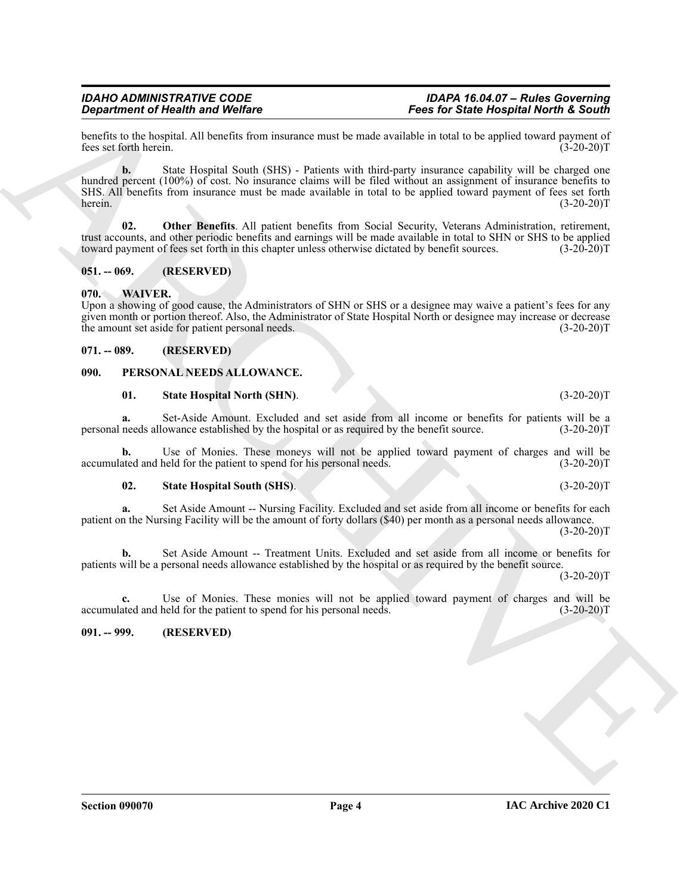benefits to the hospital. All benefits from insurance must be made available in total to be applied toward payment of fees set forth herein. (3-20-20)T

**b.** State Hospital South (SHS) - Patients with third-party insurance capability will be charged one hundred percent (100%) of cost. No insurance claims will be filed without an assignment of insurance benefits to SHS. All benefits from insurance must be made available in total to be applied toward payment of fees set forth herein. (3-20-20)T

**02. Other Benefits**. All patient benefits from Social Security, Veterans Administration, retirement, trust accounts, and other periodic benefits and earnings will be made available in total to SHN or SHS to be applied toward payment of fees set forth in this chapter unless otherwise dictated by benefit sources. (3-20-20)T

## 051. -- 069. (RESERVED)

## 070. WAIVER.

Upon a showing of good cause, the Administrators of SHN or SHS or a designee may waive a patient's fees for any given month or portion thereof. Also, the Administrator of State Hospital North or designee may increase or decrease the amount set aside for patient personal needs. (3-20-20)T

## 071. -- 089. (RESERVED)

## 090. PERSONAL NEEDS ALLOWANCE.

**01. State Hospital North (SHN)**. (3-20-20)T

**a.** Set-Aside Amount. Excluded and set aside from all income or benefits for patients will be a personal needs allowance established by the hospital or as required by the benefit source. (3-20-20)T

**b.** Use of Monies. These moneys will not be applied toward payment of charges and will be accumulated and held for the patient to spend for his personal needs. (3-20-20)T

**02. State Hospital South (SHS)**. (3-20-20)T

**a.** Set Aside Amount -- Nursing Facility. Excluded and set aside from all income or benefits for each patient on the Nursing Facility will be the amount of forty dollars ($40) per month as a personal needs allowance. (3-20-20)T

**b.** Set Aside Amount -- Treatment Units. Excluded and set aside from all income or benefits for patients will be a personal needs allowance established by the hospital or as required by the benefit source. (3-20-20)T

**c.** Use of Monies. These monies will not be applied toward payment of charges and will be accumulated and held for the patient to spend for his personal needs. (3-20-20)T

## 091. -- 999. (RESERVED)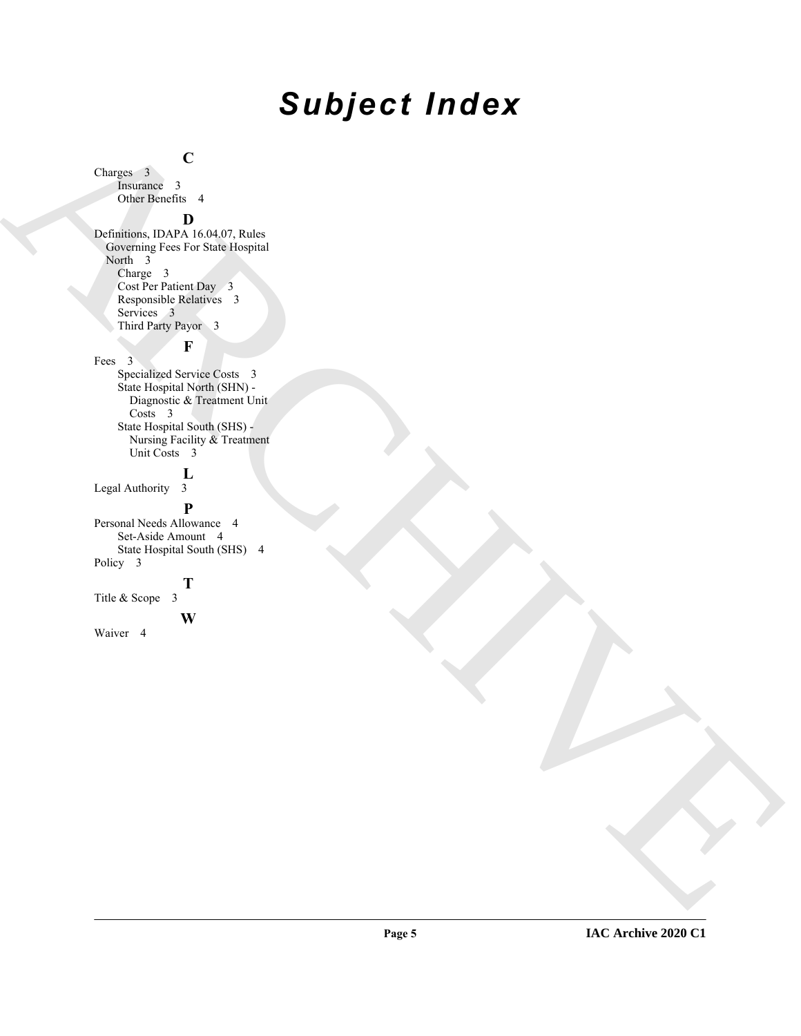# Subject Index

**C**

Charges 3
- Insurance 3
- Other Benefits 4

**D**

Definitions, IDAPA 16.04.07, Rules Governing Fees For State Hospital North 3
- Charge 3
- Cost Per Patient Day 3
- Responsible Relatives 3
- Services 3
- Third Party Payor 3

**F**

Fees 3
- Specialized Service Costs 3
- State Hospital North (SHN) - Diagnostic & Treatment Unit Costs 3
- State Hospital South (SHS) - Nursing Facility & Treatment Unit Costs 3

**L**

Legal Authority 3

**P**

Personal Needs Allowance 4
- Set-Aside Amount 4
- State Hospital South (SHS) 4

Policy 3

**T**

Title & Scope 3

**W**

Waiver 4